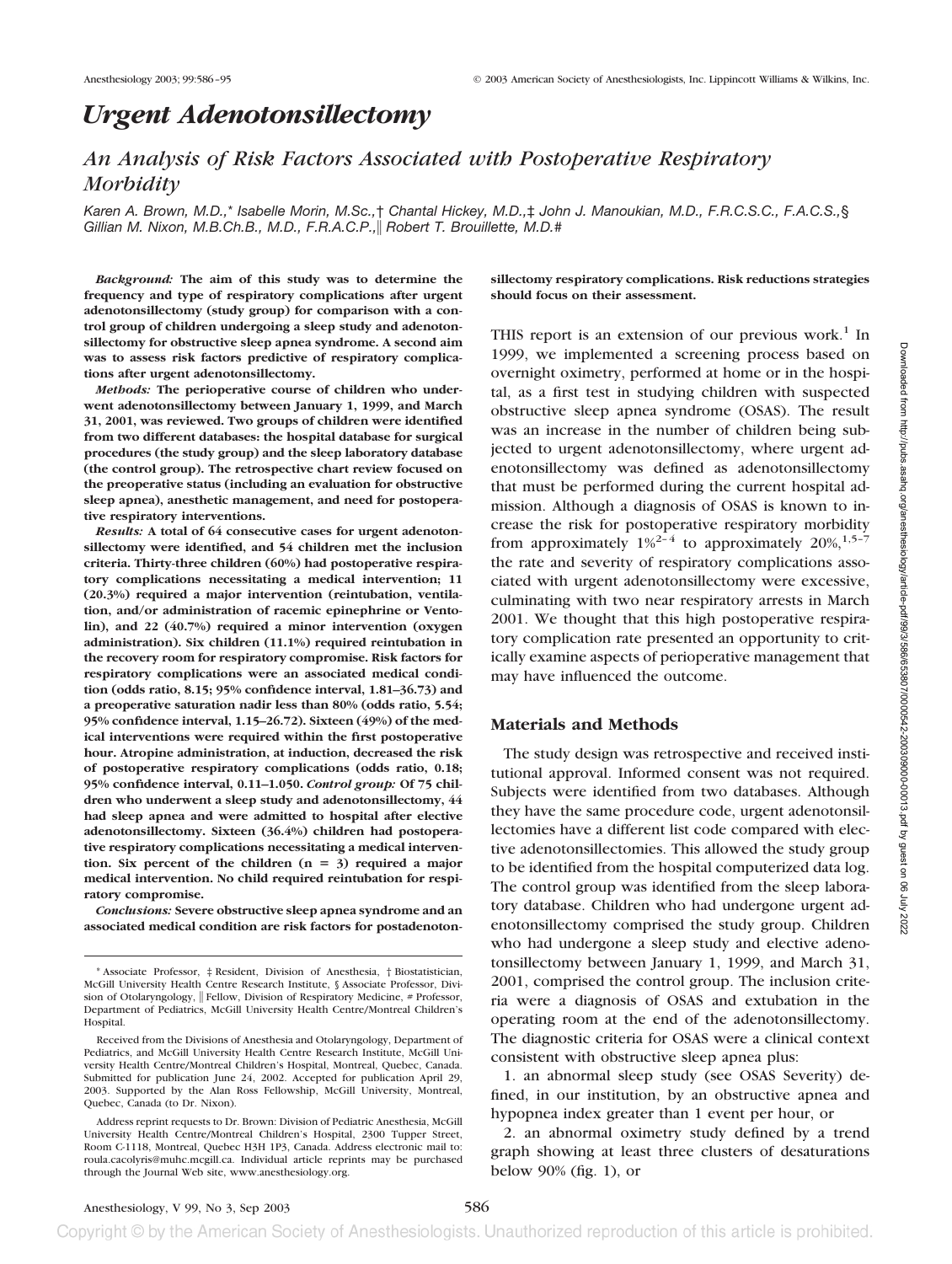# Urgent Adenotonsillectomy

## An Analysis of Risk Factors Associated with Postoperative Respiratory Morbidity

*Karen A. Brown, M.D.,\* Isabelle Morin, M.Sc.,† Chantal Hickey, M.D.,‡ John J. Manoukian, M.D., F.R.C.S.C., F.A.C.S.,§ Gillian M. Nixon, M.B.Ch.B., M.D., F.R.A.C.P.,‖ Robert T. Brouillette, M.D.#*

***Background:*** **The aim of this study was to determine the frequency and type of respiratory complications after urgent adenotonsillectomy (study group) for comparison with a control group of children undergoing a sleep study and adenotonsillectomy for obstructive sleep apnea syndrome. A second aim was to assess risk factors predictive of respiratory complications after urgent adenotonsillectomy.**

***Methods:*** **The perioperative course of children who underwent adenotonsillectomy between January 1, 1999, and March 31, 2001, was reviewed. Two groups of children were identified from two different databases: the hospital database for surgical procedures (the study group) and the sleep laboratory database (the control group). The retrospective chart review focused on the preoperative status (including an evaluation for obstructive sleep apnea), anesthetic management, and need for postoperative respiratory interventions.**

***Results:*** **A total of 64 consecutive cases for urgent adenotonsillectomy were identified, and 54 children met the inclusion criteria. Thirty-three children (60%) had postoperative respiratory complications necessitating a medical intervention; 11 (20.3%) required a major intervention (reintubation, ventilation, and/or administration of racemic epinephrine or Ventolin), and 22 (40.7%) required a minor intervention (oxygen administration). Six children (11.1%) required reintubation in the recovery room for respiratory compromise. Risk factors for respiratory complications were an associated medical condition (odds ratio, 8.15; 95% confidence interval, 1.81–36.73) and a preoperative saturation nadir less than 80% (odds ratio, 5.54; 95% confidence interval, 1.15–26.72). Sixteen (49%) of the medical interventions were required within the first postoperative hour. Atropine administration, at induction, decreased the risk of postoperative respiratory complications (odds ratio, 0.18; 95% confidence interval, 0.11–1.050.** ***Control group:*** **Of 75 children who underwent a sleep study and adenotonsillectomy, 44 had sleep apnea and were admitted to hospital after elective adenotonsillectomy. Sixteen (36.4%) children had postoperative respiratory complications necessitating a medical intervention. Six percent of the children (n = 3) required a major medical intervention. No child required reintubation for respiratory compromise.**

***Conclusions:*** **Severe obstructive sleep apnea syndrome and an associated medical condition are risk factors for postadenotonsillectomy respiratory complications. Risk reductions strategies should focus on their assessment.**

THIS report is an extension of our previous work.[1] In 1999, we implemented a screening process based on overnight oximetry, performed at home or in the hospital, as a first test in studying children with suspected obstructive sleep apnea syndrome (OSAS). The result was an increase in the number of children being subjected to urgent adenotonsillectomy, where urgent adenotonsillectomy was defined as adenotonsillectomy that must be performed during the current hospital admission. Although a diagnosis of OSAS is known to increase the risk for postoperative respiratory morbidity from approximately 1%[2–4] to approximately 20%,[1,5–7] the rate and severity of respiratory complications associated with urgent adenotonsillectomy were excessive, culminating with two near respiratory arrests in March 2001. We thought that this high postoperative respiratory complication rate presented an opportunity to critically examine aspects of perioperative management that may have influenced the outcome.

## Materials and Methods

The study design was retrospective and received institutional approval. Informed consent was not required. Subjects were identified from two databases. Although they have the same procedure code, urgent adenotonsillectomies have a different list code compared with elective adenotonsillectomies. This allowed the study group to be identified from the hospital computerized data log. The control group was identified from the sleep laboratory database. Children who had undergone urgent adenotonsillectomy comprised the study group. Children who had undergone a sleep study and elective adenotonsillectomy between January 1, 1999, and March 31, 2001, comprised the control group. The inclusion criteria were a diagnosis of OSAS and extubation in the operating room at the end of the adenotonsillectomy. The diagnostic criteria for OSAS were a clinical context consistent with obstructive sleep apnea plus:

1. an abnormal sleep study (see OSAS Severity) defined, in our institution, by an obstructive apnea and hypopnea index greater than 1 event per hour, or
2. an abnormal oximetry study defined by a trend graph showing at least three clusters of desaturations below 90% (fig. 1), or

---

\* Associate Professor, ‡ Resident, Division of Anesthesia, † Biostatistician, McGill University Health Centre Research Institute, § Associate Professor, Division of Otolaryngology, ‖ Fellow, Division of Respiratory Medicine, # Professor, Department of Pediatrics, McGill University Health Centre/Montreal Children's Hospital.

Received from the Divisions of Anesthesia and Otolaryngology, Department of Pediatrics, and McGill University Health Centre Research Institute, McGill University Health Centre/Montreal Children's Hospital, Montreal, Quebec, Canada. Submitted for publication June 24, 2002. Accepted for publication April 29, 2003. Supported by the Alan Ross Fellowship, McGill University, Montreal, Quebec, Canada (to Dr. Nixon).

Address reprint requests to Dr. Brown: Division of Pediatric Anesthesia, McGill University Health Centre/Montreal Children's Hospital, 2300 Tupper Street, Room C-1118, Montreal, Quebec H3H 1P3, Canada. Address electronic mail to: roula.cacolyris@muhc.mcgill.ca. Individual article reprints may be purchased through the Journal Web site, www.anesthesiology.org.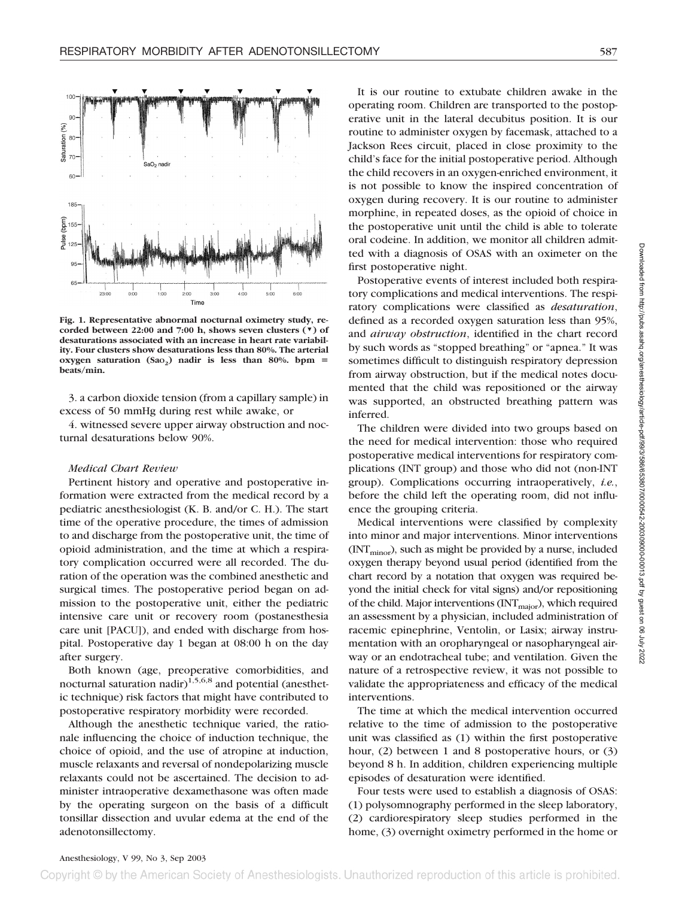Saturation (%)
100
90
80
70
60
$SaO_2$ nadir

Pulse (bpm)
185
155
125
95
65
23:00
0:00
1:00
2:00
3:00
4:00
5:00
6:00
Time

**Fig. 1. Representative abnormal nocturnal oximetry study, recorded between 22:00 and 7:00 h, shows seven clusters (▼) of desaturations associated with an increase in heart rate variability. Four clusters show desaturations less than 80%. The arterial oxygen saturation ($Sao_2$) nadir is less than 80%. bpm = beats/min.**

3. a carbon dioxide tension (from a capillary sample) in excess of 50 mmHg during rest while awake, or

4. witnessed severe upper airway obstruction and nocturnal desaturations below 90%.

### *Medical Chart Review*

Pertinent history and operative and postoperative information were extracted from the medical record by a pediatric anesthesiologist (K. B. and/or C. H.). The start time of the operative procedure, the times of admission to and discharge from the postoperative unit, the time of opioid administration, and the time at which a respiratory complication occurred were all recorded. The duration of the operation was the combined anesthetic and surgical times. The postoperative period began on admission to the postoperative unit, either the pediatric intensive care unit or recovery room (postanesthesia care unit [PACU]), and ended with discharge from hospital. Postoperative day 1 began at 08:00 h on the day after surgery.

Both known (age, preoperative comorbidities, and nocturnal saturation nadir)[1,5,6,8] and potential (anesthetic technique) risk factors that might have contributed to postoperative respiratory morbidity were recorded.

Although the anesthetic technique varied, the rationale influencing the choice of induction technique, the choice of opioid, and the use of atropine at induction, muscle relaxants and reversal of nondepolarizing muscle relaxants could not be ascertained. The decision to administer intraoperative dexamethasone was often made by the operating surgeon on the basis of a difficult tonsillar dissection and uvular edema at the end of the adenotonsillectomy.

It is our routine to extubate children awake in the operating room. Children are transported to the postoperative unit in the lateral decubitus position. It is our routine to administer oxygen by facemask, attached to a Jackson Rees circuit, placed in close proximity to the child's face for the initial postoperative period. Although the child recovers in an oxygen-enriched environment, it is not possible to know the inspired concentration of oxygen during recovery. It is our routine to administer morphine, in repeated doses, as the opioid of choice in the postoperative unit until the child is able to tolerate oral codeine. In addition, we monitor all children admitted with a diagnosis of OSAS with an oximeter on the first postoperative night.

Postoperative events of interest included both respiratory complications and medical interventions. The respiratory complications were classified as *desaturation*, defined as a recorded oxygen saturation less than 95%, and *airway obstruction*, identified in the chart record by such words as "stopped breathing" or "apnea." It was sometimes difficult to distinguish respiratory depression from airway obstruction, but if the medical notes documented that the child was repositioned or the airway was supported, an obstructed breathing pattern was inferred.

The children were divided into two groups based on the need for medical intervention: those who required postoperative medical interventions for respiratory complications (INT group) and those who did not (non-INT group). Complications occurring intraoperatively, *i.e.*, before the child left the operating room, did not influence the grouping criteria.

Medical interventions were classified by complexity into minor and major interventions. Minor interventions ($INT_{minor}$), such as might be provided by a nurse, included oxygen therapy beyond usual period (identified from the chart record by a notation that oxygen was required beyond the initial check for vital signs) and/or repositioning of the child. Major interventions ($INT_{major}$), which required an assessment by a physician, included administration of racemic epinephrine, Ventolin, or Lasix; airway instrumentation with an oropharyngeal or nasopharyngeal airway or an endotracheal tube; and ventilation. Given the nature of a retrospective review, it was not possible to validate the appropriateness and efficacy of the medical interventions.

The time at which the medical intervention occurred relative to the time of admission to the postoperative unit was classified as (1) within the first postoperative hour, (2) between 1 and 8 postoperative hours, or (3) beyond 8 h. In addition, children experiencing multiple episodes of desaturation were identified.

Four tests were used to establish a diagnosis of OSAS: (1) polysomnography performed in the sleep laboratory, (2) cardiorespiratory sleep studies performed in the home, (3) overnight oximetry performed in the home or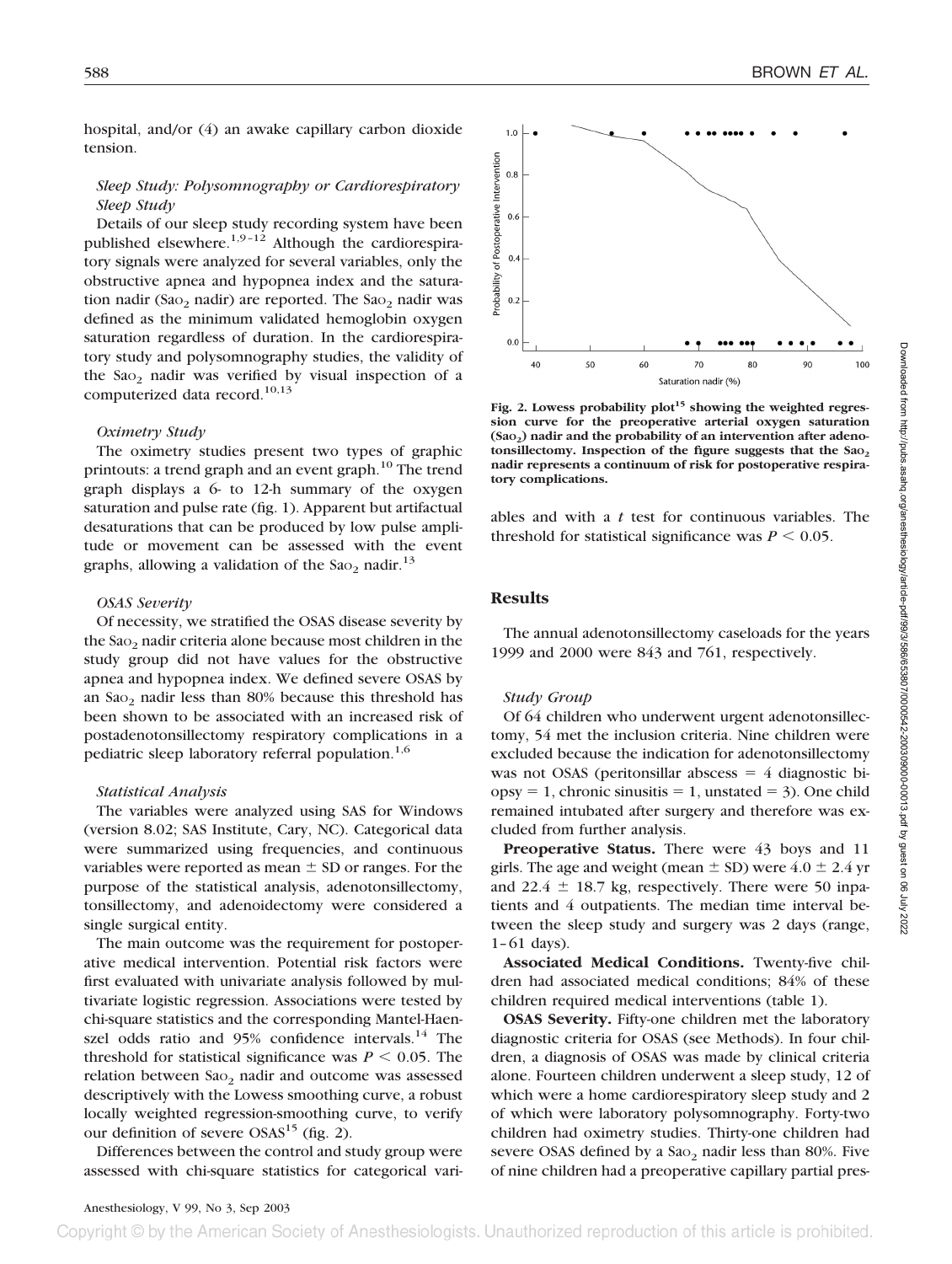hospital, and/or (4) an awake capillary carbon dioxide tension.

### *Sleep Study: Polysomnography or Cardiorespiratory Sleep Study*

Details of our sleep study recording system have been published elsewhere.[1,9–12] Although the cardiorespiratory signals were analyzed for several variables, only the obstructive apnea and hypopnea index and the saturation nadir ($Sa_{O_2}$ nadir) are reported. The $Sa_{O_2}$ nadir was defined as the minimum validated hemoglobin oxygen saturation regardless of duration. In the cardiorespiratory study and polysomnography studies, the validity of the $Sa_{O_2}$ nadir was verified by visual inspection of a computerized data record.[10,13]

### *Oximetry Study*

The oximetry studies present two types of graphic printouts: a trend graph and an event graph.[10] The trend graph displays a 6- to 12-h summary of the oxygen saturation and pulse rate (fig. 1). Apparent but artifactual desaturations that can be produced by low pulse amplitude or movement can be assessed with the event graphs, allowing a validation of the $Sa_{O_2}$ nadir.[13]

### *OSAS Severity*

Of necessity, we stratified the OSAS disease severity by the $Sa_{O_2}$ nadir criteria alone because most children in the study group did not have values for the obstructive apnea and hypopnea index. We defined severe OSAS by an $Sa_{O_2}$ nadir less than 80% because this threshold has been shown to be associated with an increased risk of postadenotonsillectomy respiratory complications in a pediatric sleep laboratory referral population.[1,6]

### *Statistical Analysis*

The variables were analyzed using SAS for Windows (version 8.02; SAS Institute, Cary, NC). Categorical data were summarized using frequencies, and continuous variables were reported as mean ± SD or ranges. For the purpose of the statistical analysis, adenotonsillectomy, tonsillectomy, and adenoidectomy were considered a single surgical entity.

The main outcome was the requirement for postoperative medical intervention. Potential risk factors were first evaluated with univariate analysis followed by multivariate logistic regression. Associations were tested by chi-square statistics and the corresponding Mantel-Haenszel odds ratio and 95% confidence intervals.[14] The threshold for statistical significance was $P < 0.05$. The relation between $Sa_{O_2}$ nadir and outcome was assessed descriptively with the Lowess smoothing curve, a robust locally weighted regression-smoothing curve, to verify our definition of severe OSAS[15] (fig. 2).

Differences between the control and study group were assessed with chi-square statistics for categorical variables and with a *t* test for continuous variables. The threshold for statistical significance was $P < 0.05$.

**Fig. 2. Lowess probability plot[15] showing the weighted regression curve for the preoperative arterial oxygen saturation ($Sa_{O_2}$) nadir and the probability of an intervention after adenotonsillectomy. Inspection of the figure suggests that the $Sa_{O_2}$ nadir represents a continuum of risk for postoperative respiratory complications.**

## Results

The annual adenotonsillectomy caseloads for the years 1999 and 2000 were 843 and 761, respectively.

### *Study Group*

Of 64 children who underwent urgent adenotonsillectomy, 54 met the inclusion criteria. Nine children were excluded because the indication for adenotonsillectomy was not OSAS (peritonsillar abscess = 4 diagnostic biopsy = 1, chronic sinusitis = 1, unstated = 3). One child remained intubated after surgery and therefore was excluded from further analysis.

**Preoperative Status.** There were 43 boys and 11 girls. The age and weight (mean ± SD) were 4.0 ± 2.4 yr and 22.4 ± 18.7 kg, respectively. There were 50 inpatients and 4 outpatients. The median time interval between the sleep study and surgery was 2 days (range, 1–61 days).

**Associated Medical Conditions.** Twenty-five children had associated medical conditions; 84% of these children required medical interventions (table 1).

**OSAS Severity.** Fifty-one children met the laboratory diagnostic criteria for OSAS (see Methods). In four children, a diagnosis of OSAS was made by clinical criteria alone. Fourteen children underwent a sleep study, 12 of which were a home cardiorespiratory sleep study and 2 of which were laboratory polysomnography. Forty-two children had oximetry studies. Thirty-one children had severe OSAS defined by a $Sa_{O_2}$ nadir less than 80%. Five of nine children had a preoperative capillary partial pres-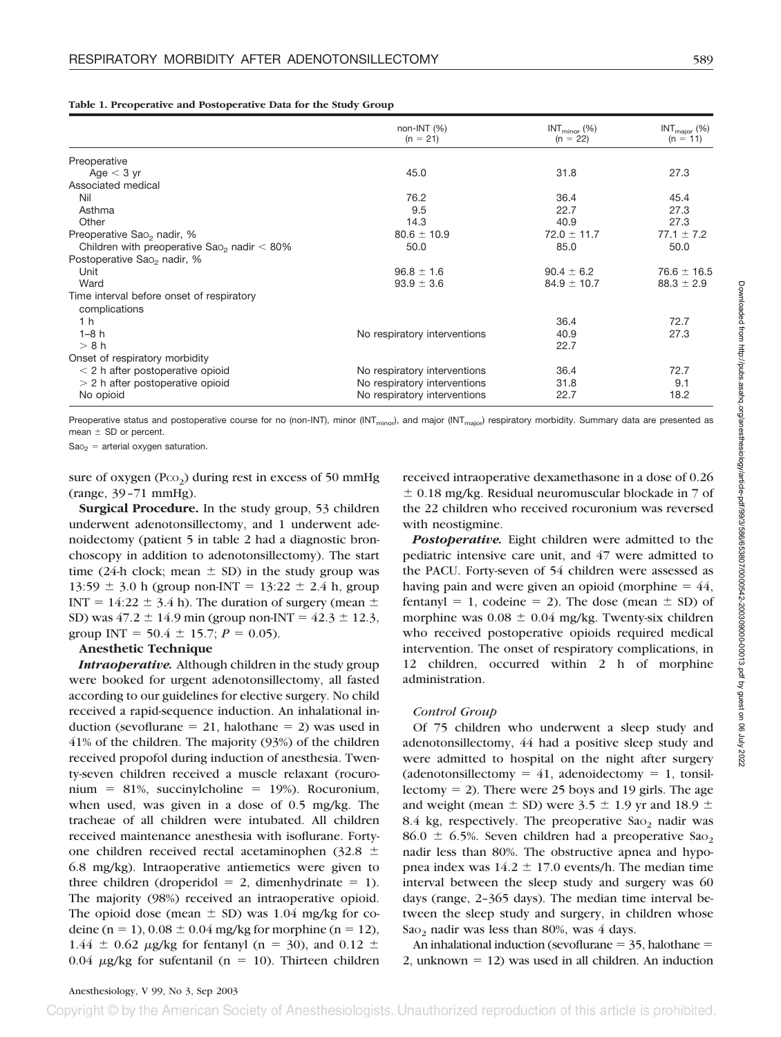**Table 1. Preoperative and Postoperative Data for the Study Group**

| | non-INT (%) (n = 21) | $INT_{minor}$ (%) (n = 22) | $INT_{major}$ (%) (n = 11) |
|---|---|---|---|
| Preoperative | | | |
| Age < 3 yr | 45.0 | 31.8 | 27.3 |
| Associated medical | | | |
| Nil | 76.2 | 36.4 | 45.4 |
| Asthma | 9.5 | 22.7 | 27.3 |
| Other | 14.3 | 40.9 | 27.3 |
| Preoperative $Sa_{O_2}$ nadir, % | 80.6 ± 10.9 | 72.0 ± 11.7 | 77.1 ± 7.2 |
| Children with preoperative $Sa_{O_2}$ nadir < 80% | 50.0 | 85.0 | 50.0 |
| Postoperative $Sa_{O_2}$ nadir, % | | | |
| Unit | 96.8 ± 1.6 | 90.4 ± 6.2 | 76.6 ± 16.5 |
| Ward | 93.9 ± 3.6 | 84.9 ± 10.7 | 88.3 ± 2.9 |
| Time interval before onset of respiratory complications | | | |
| 1 h | | 36.4 | 72.7 |
| 1–8 h | No respiratory interventions | 40.9 | 27.3 |
| > 8 h | | 22.7 | |
| Onset of respiratory morbidity | | | |
| < 2 h after postoperative opioid | No respiratory interventions | 36.4 | 72.7 |
| > 2 h after postoperative opioid | No respiratory interventions | 31.8 | 9.1 |
| No opioid | No respiratory interventions | 22.7 | 18.2 |

Preoperative status and postoperative course for no (non-INT), minor ($INT_{minor}$), and major ($INT_{major}$) respiratory morbidity. Summary data are presented as mean ± SD or percent.

$Sa_{O_2}$ = arterial oxygen saturation.

sure of oxygen ($P_{CO_2}$) during rest in excess of 50 mmHg (range, 39–71 mmHg).

**Surgical Procedure.** In the study group, 53 children underwent adenotonsillectomy, and 1 underwent adenoidectomy (patient 5 in table 2 had a diagnostic bronchoscopy in addition to adenotonsillectomy). The start time (24-h clock; mean ± SD) in the study group was 13:59 ± 3.0 h (group non-INT = 13:22 ± 2.4 h, group INT = 14:22 ± 3.4 h). The duration of surgery (mean ± SD) was 47.2 ± 14.9 min (group non-INT = 42.3 ± 12.3, group INT = 50.4 ± 15.7; $P = 0.05$).

**Anesthetic Technique**

***Intraoperative.*** Although children in the study group were booked for urgent adenotonsillectomy, all fasted according to our guidelines for elective surgery. No child received a rapid-sequence induction. An inhalational induction (sevoflurane = 21, halothane = 2) was used in 41% of the children. The majority (93%) of the children received propofol during induction of anesthesia. Twenty-seven children received a muscle relaxant (rocuronium = 81%, succinylcholine = 19%). Rocuronium, when used, was given in a dose of 0.5 mg/kg. The tracheae of all children were intubated. All children received maintenance anesthesia with isoflurane. Forty-one children received rectal acetaminophen (32.8 ± 6.8 mg/kg). Intraoperative antiemetics were given to three children (droperidol = 2, dimenhydrinate = 1). The majority (98%) received an intraoperative opioid. The opioid dose (mean ± SD) was 1.04 mg/kg for codeine (n = 1), 0.08 ± 0.04 mg/kg for morphine (n = 12), 1.44 ± 0.62 μg/kg for fentanyl (n = 30), and 0.12 ± 0.04 μg/kg for sufentanil (n = 10). Thirteen children received intraoperative dexamethasone in a dose of 0.26 ± 0.18 mg/kg. Residual neuromuscular blockade in 7 of the 22 children who received rocuronium was reversed with neostigmine.

***Postoperative.*** Eight children were admitted to the pediatric intensive care unit, and 47 were admitted to the PACU. Forty-seven of 54 children were assessed as having pain and were given an opioid (morphine = 44, fentanyl = 1, codeine = 2). The dose (mean ± SD) of morphine was 0.08 ± 0.04 mg/kg. Twenty-six children who received postoperative opioids required medical intervention. The onset of respiratory complications, in 12 children, occurred within 2 h of morphine administration.

*Control Group*

Of 75 children who underwent a sleep study and adenotonsillectomy, 44 had a positive sleep study and were admitted to hospital on the night after surgery (adenotonsillectomy = 41, adenoidectomy = 1, tonsillectomy = 2). There were 25 boys and 19 girls. The age and weight (mean ± SD) were 3.5 ± 1.9 yr and 18.9 ± 8.4 kg, respectively. The preoperative $Sa_{O_2}$ nadir was 86.0 ± 6.5%. Seven children had a preoperative $Sa_{O_2}$ nadir less than 80%. The obstructive apnea and hypopnea index was 14.2 ± 17.0 events/h. The median time interval between the sleep study and surgery was 60 days (range, 2–365 days). The median time interval between the sleep study and surgery, in children whose $Sa_{O_2}$ nadir was less than 80%, was 4 days.

An inhalational induction (sevoflurane = 35, halothane = 2, unknown = 12) was used in all children. An induction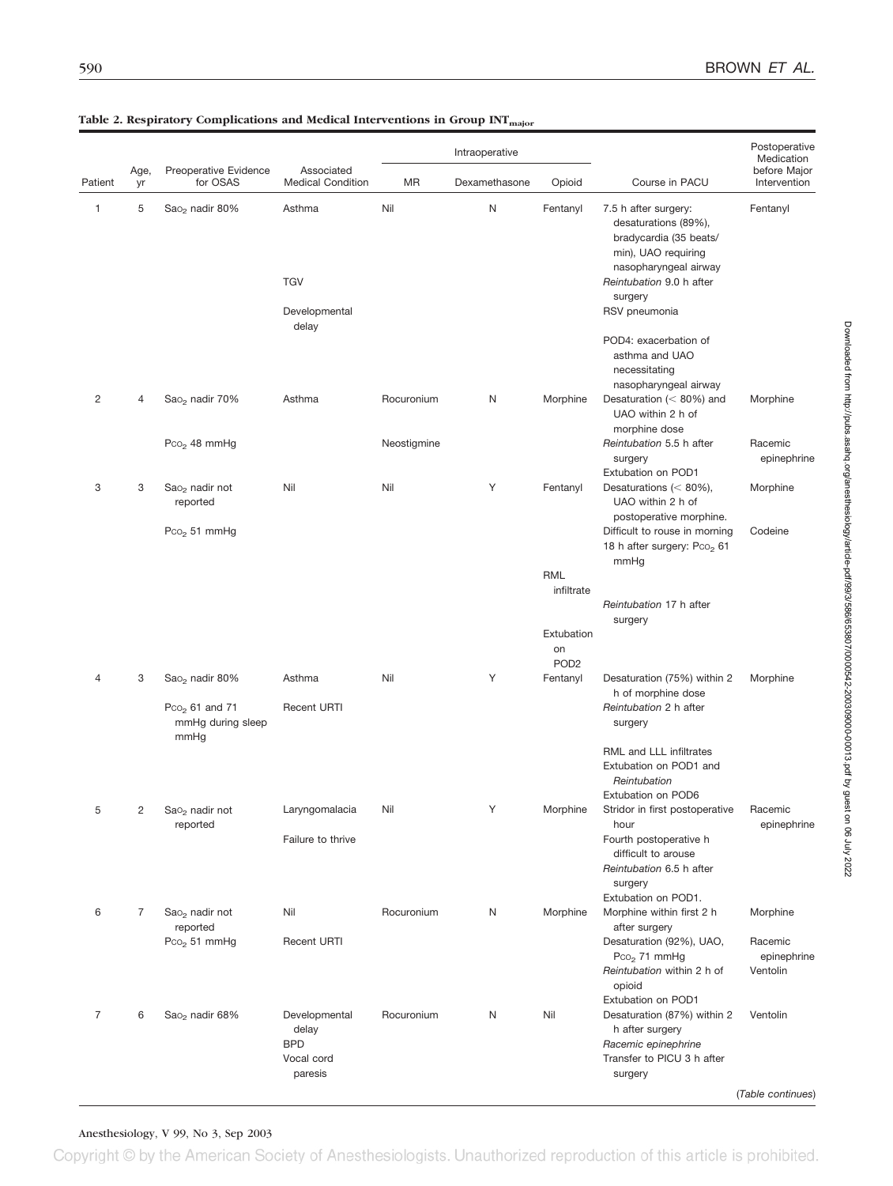**Table 2. Respiratory Complications and Medical Interventions in Group $INT_{major}$**

| Patient | Age, yr | Preoperative Evidence for OSAS | Associated Medical Condition | Intraoperative MR | Intraoperative Dexamethasone | Intraoperative Opioid | Course in PACU | Postoperative Medication before Major Intervention |
|---|---|---|---|---|---|---|---|---|
| 1 | 5 | $Sa_{O_2}$ nadir 80% | Asthma<br>TGV<br>Developmental delay | Nil | N | Fentanyl | 7.5 h after surgery: desaturations (89%), bradycardia (35 beats/min), UAO requiring nasopharyngeal airway<br>*Reintubation* 9.0 h after surgery<br>RSV pneumonia<br>POD4: exacerbation of asthma and UAO necessitating nasopharyngeal airway | Fentanyl |
| 2 | 4 | $Sa_{O_2}$ nadir 70%<br>$P_{CO_2}$ 48 mmHg | Asthma | Rocuronium<br>Neostigmine | N | Morphine | Desaturation (< 80%) and UAO within 2 h of morphine dose<br>*Reintubation* 5.5 h after surgery<br>Extubation on POD1 | Morphine<br>Racemic epinephrine |
| 3 | 3 | $Sa_{O_2}$ nadir not reported<br>$P_{CO_2}$ 51 mmHg | Nil | Nil | Y | Fentanyl<br>RML infiltrate<br>Extubation on POD2 | Desaturations (< 80%), UAO within 2 h of postoperative morphine.<br>Difficult to rouse in morning 18 h after surgery: $P_{CO_2}$ 61 mmHg<br>*Reintubation* 17 h after surgery | Morphine<br>Codeine |
| 4 | 3 | $Sa_{O_2}$ nadir 80%<br>$P_{CO_2}$ 61 and 71 mmHg during sleep mmHg | Asthma<br>Recent URTI | Nil | Y | Fentanyl | Desaturation (75%) within 2 h of morphine dose<br>*Reintubation* 2 h after surgery<br>RML and LLL infiltrates<br>Extubation on POD1 and *Reintubation*<br>Extubation on POD6 | Morphine |
| 5 | 2 | $Sa_{O_2}$ nadir not reported | Laryngomalacia<br>Failure to thrive | Nil | Y | Morphine | Stridor in first postoperative hour<br>Fourth postoperative h difficult to arouse<br>*Reintubation* 6.5 h after surgery<br>Extubation on POD1. | Racemic epinephrine |
| 6 | 7 | $Sa_{O_2}$ nadir not reported<br>$P_{CO_2}$ 51 mmHg | Nil<br>Recent URTI | Rocuronium | N | Morphine | Morphine within first 2 h after surgery<br>Desaturation (92%), UAO, $P_{CO_2}$ 71 mmHg<br>*Reintubation* within 2 h of opioid<br>Extubation on POD1 | Morphine<br>Racemic epinephrine<br>Ventolin |
| 7 | 6 | $Sa_{O_2}$ nadir 68% | Developmental delay<br>BPD<br>Vocal cord paresis | Rocuronium | N | Nil | Desaturation (87%) within 2 h after surgery<br>*Racemic epinephrine*<br>Transfer to PICU 3 h after surgery | Ventolin |

(*Table continues*)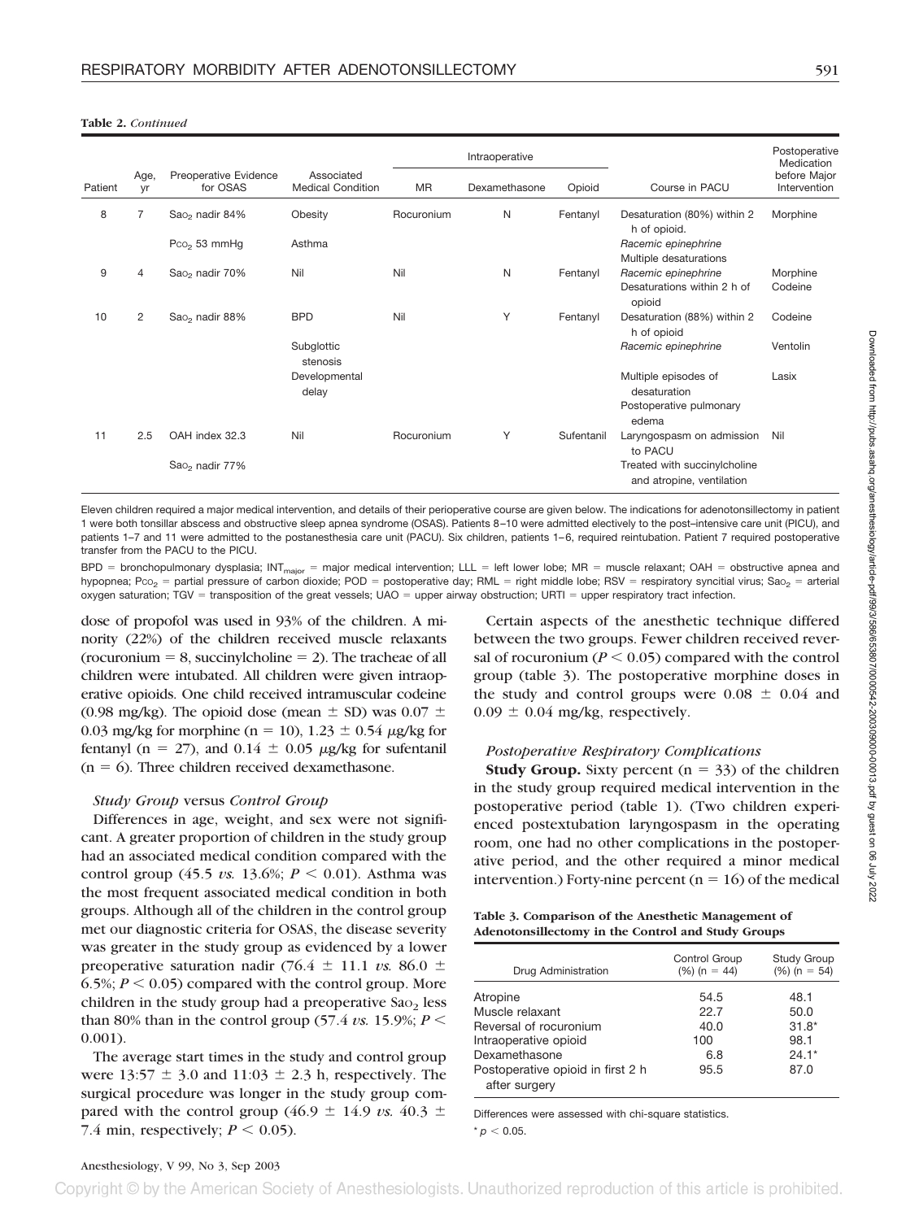**Table 2.** *Continued*

| Patient | Age, yr | Preoperative Evidence for OSAS | Associated Medical Condition | Intraoperative | | | Course in PACU | Postoperative Medication before Major Intervention |
|---|---|---|---|---|---|---|---|---|
| | | | | MR | Dexamethasone | Opioid | | |
| 8 | 7 | $Sa_{O_2}$ nadir 84% | Obesity | Rocuronium | N | Fentanyl | Desaturation (80%) within 2 h of opioid. | Morphine |
| | | $P_{CO_2}$ 53 mmHg | Asthma | | | | *Racemic epinephrine* | |
| | | | | | | | Multiple desaturations | |
| 9 | 4 | $Sa_{O_2}$ nadir 70% | Nil | Nil | N | Fentanyl | *Racemic epinephrine* | Morphine |
| | | | | | | | Desaturations within 2 h of opioid | Codeine |
| 10 | 2 | $Sa_{O_2}$ nadir 88% | BPD | Nil | Y | Fentanyl | Desaturation (88%) within 2 h of opioid | Codeine |
| | | | Subglottic stenosis | | | | *Racemic epinephrine* | Ventolin |
| | | | Developmental delay | | | | Multiple episodes of desaturation | Lasix |
| | | | | | | | Postoperative pulmonary edema | |
| 11 | 2.5 | OAH index 32.3 | Nil | Rocuronium | Y | Sufentanil | Laryngospasm on admission to PACU | Nil |
| | | $Sa_{O_2}$ nadir 77% | | | | | Treated with succinylcholine and atropine, ventilation | |

Eleven children required a major medical intervention, and details of their perioperative course are given below. The indications for adenotonsillectomy in patient 1 were both tonsillar abscess and obstructive sleep apnea syndrome (OSAS). Patients 8–10 were admitted electively to the post–intensive care unit (PICU), and patients 1–7 and 11 were admitted to the postanesthesia care unit (PACU). Six children, patients 1–6, required reintubation. Patient 7 required postoperative transfer from the PACU to the PICU.

BPD = bronchopulmonary dysplasia; $INT_{major}$ = major medical intervention; LLL = left lower lobe; MR = muscle relaxant; OAH = obstructive apnea and hypopnea; $P_{CO_2}$ = partial pressure of carbon dioxide; POD = postoperative day; RML = right middle lobe; RSV = respiratory syncytial virus; $Sa_{O_2}$ = arterial oxygen saturation; TGV = transposition of the great vessels; UAO = upper airway obstruction; URTI = upper respiratory tract infection.

dose of propofol was used in 93% of the children. A minority (22%) of the children received muscle relaxants (rocuronium = 8, succinylcholine = 2). The tracheae of all children were intubated. All children were given intraoperative opioids. One child received intramuscular codeine (0.98 mg/kg). The opioid dose (mean ± SD) was 0.07 ± 0.03 mg/kg for morphine (n = 10), 1.23 ± 0.54 μg/kg for fentanyl (n = 27), and 0.14 ± 0.05 μg/kg for sufentanil (n = 6). Three children received dexamethasone.

### *Study Group* versus *Control Group*

Differences in age, weight, and sex were not significant. A greater proportion of children in the study group had an associated medical condition compared with the control group (45.5 *vs.* 13.6%; $P < 0.01$). Asthma was the most frequent associated medical condition in both groups. Although all of the children in the control group met our diagnostic criteria for OSAS, the disease severity was greater in the study group as evidenced by a lower preoperative saturation nadir (76.4 ± 11.1 *vs.* 86.0 ± 6.5%; $P < 0.05$) compared with the control group. More children in the study group had a preoperative $Sa_{O_2}$ less than 80% than in the control group (57.4 *vs.* 15.9%; $P < 0.001$).

The average start times in the study and control group were 13:57 ± 3.0 and 11:03 ± 2.3 h, respectively. The surgical procedure was longer in the study group compared with the control group (46.9 ± 14.9 *vs.* 40.3 ± 7.4 min, respectively; $P < 0.05$).

Certain aspects of the anesthetic technique differed between the two groups. Fewer children received reversal of rocuronium ($P < 0.05$) compared with the control group (table 3). The postoperative morphine doses in the study and control groups were 0.08 ± 0.04 and 0.09 ± 0.04 mg/kg, respectively.

### *Postoperative Respiratory Complications*

**Study Group.** Sixty percent (n = 33) of the children in the study group required medical intervention in the postoperative period (table 1). (Two children experienced postextubation laryngospasm in the operating room, one had no other complications in the postoperative period, and the other required a minor medical intervention.) Forty-nine percent (n = 16) of the medical

**Table 3. Comparison of the Anesthetic Management of Adenotonsillectomy in the Control and Study Groups**

| Drug Administration | Control Group (%) (n = 44) | Study Group (%) (n = 54) |
|---|---|---|
| Atropine | 54.5 | 48.1 |
| Muscle relaxant | 22.7 | 50.0 |
| Reversal of rocuronium | 40.0 | 31.8* |
| Intraoperative opioid | 100 | 98.1 |
| Dexamethasone | 6.8 | 24.1* |
| Postoperative opioid in first 2 h after surgery | 95.5 | 87.0 |

Differences were assessed with chi-square statistics.

* $p < 0.05$.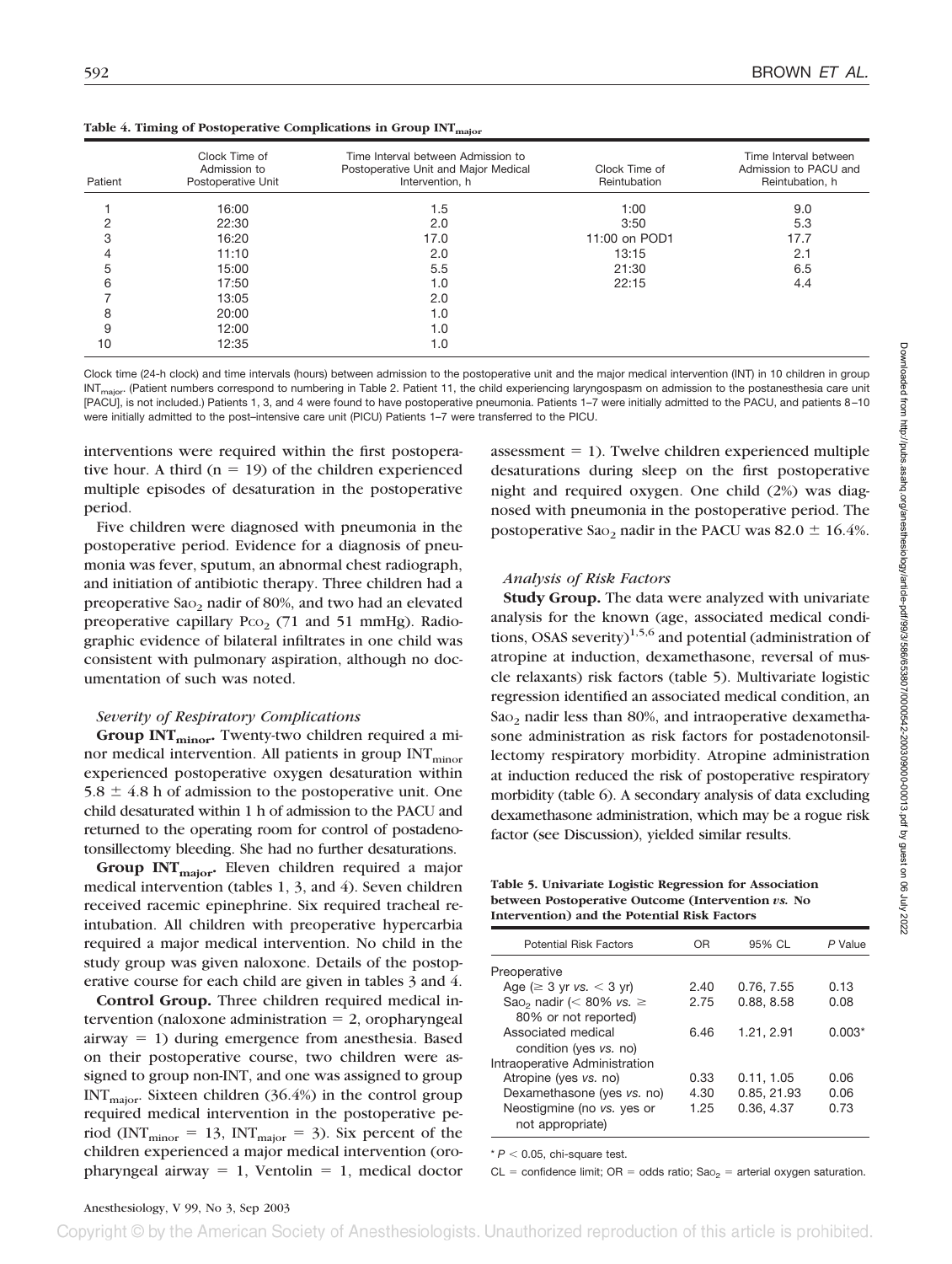**Table 4. Timing of Postoperative Complications in Group $INT_{major}$**

| Patient | Clock Time of Admission to Postoperative Unit | Time Interval between Admission to Postoperative Unit and Major Medical Intervention, h | Clock Time of Reintubation | Time Interval between Admission to PACU and Reintubation, h |
|---|---|---|---|---|
| 1 | 16:00 | 1.5 | 1:00 | 9.0 |
| 2 | 22:30 | 2.0 | 3:50 | 5.3 |
| 3 | 16:20 | 17.0 | 11:00 on POD1 | 17.7 |
| 4 | 11:10 | 2.0 | 13:15 | 2.1 |
| 5 | 15:00 | 5.5 | 21:30 | 6.5 |
| 6 | 17:50 | 1.0 | 22:15 | 4.4 |
| 7 | 13:05 | 2.0 | | |
| 8 | 20:00 | 1.0 | | |
| 9 | 12:00 | 1.0 | | |
| 10 | 12:35 | 1.0 | | |

Clock time (24-h clock) and time intervals (hours) between admission to the postoperative unit and the major medical intervention (INT) in 10 children in group $INT_{major}$. (Patient numbers correspond to numbering in Table 2. Patient 11, the child experiencing laryngospasm on admission to the postanesthesia care unit [PACU], is not included.) Patients 1, 3, and 4 were found to have postoperative pneumonia. Patients 1–7 were initially admitted to the PACU, and patients 8–10 were initially admitted to the post–intensive care unit (PICU) Patients 1–7 were transferred to the PICU.

interventions were required within the first postoperative hour. A third (n = 19) of the children experienced multiple episodes of desaturation in the postoperative period.

Five children were diagnosed with pneumonia in the postoperative period. Evidence for a diagnosis of pneumonia was fever, sputum, an abnormal chest radiograph, and initiation of antibiotic therapy. Three children had a preoperative $Sa_{O_2}$ nadir of 80%, and two had an elevated preoperative capillary $P_{CO_2}$ (71 and 51 mmHg). Radiographic evidence of bilateral infiltrates in one child was consistent with pulmonary aspiration, although no documentation of such was noted.

### *Severity of Respiratory Complications*

**Group $INT_{minor}$.** Twenty-two children required a minor medical intervention. All patients in group $INT_{minor}$ experienced postoperative oxygen desaturation within $5.8 \pm 4.8$ h of admission to the postoperative unit. One child desaturated within 1 h of admission to the PACU and returned to the operating room for control of postadenotonsillectomy bleeding. She had no further desaturations.

**Group $INT_{major}$.** Eleven children required a major medical intervention (tables 1, 3, and 4). Seven children received racemic epinephrine. Six required tracheal reintubation. All children with preoperative hypercarbia required a major medical intervention. No child in the study group was given naloxone. Details of the postoperative course for each child are given in tables 3 and 4.

**Control Group.** Three children required medical intervention (naloxone administration = 2, oropharyngeal airway = 1) during emergence from anesthesia. Based on their postoperative course, two children were assigned to group non-INT, and one was assigned to group $INT_{major}$. Sixteen children (36.4%) in the control group required medical intervention in the postoperative period ($INT_{minor}$ = 13, $INT_{major}$ = 3). Six percent of the children experienced a major medical intervention (oropharyngeal airway = 1, Ventolin = 1, medical doctor assessment = 1). Twelve children experienced multiple desaturations during sleep on the first postoperative night and required oxygen. One child (2%) was diagnosed with pneumonia in the postoperative period. The postoperative $Sa_{O_2}$ nadir in the PACU was $82.0 \pm 16.4\%$.

### *Analysis of Risk Factors*

**Study Group.** The data were analyzed with univariate analysis for the known (age, associated medical conditions, OSAS severity)[1,5,6] and potential (administration of atropine at induction, dexamethasone, reversal of muscle relaxants) risk factors (table 5). Multivariate logistic regression identified an associated medical condition, an $Sa_{O_2}$ nadir less than 80%, and intraoperative dexamethasone administration as risk factors for postadenotonsillectomy respiratory morbidity. Atropine administration at induction reduced the risk of postoperative respiratory morbidity (table 6). A secondary analysis of data excluding dexamethasone administration, which may be a rogue risk factor (see Discussion), yielded similar results.

**Table 5. Univariate Logistic Regression for Association between Postoperative Outcome (Intervention *vs.* No Intervention) and the Potential Risk Factors**

| Potential Risk Factors | OR | 95% CL | *P* Value |
|---|---|---|---|
| Preoperative | | | |
| Age (≥ 3 yr *vs.* < 3 yr) | 2.40 | 0.76, 7.55 | 0.13 |
| $Sa_{O_2}$ nadir (< 80% *vs.* ≥ 80% or not reported) | 2.75 | 0.88, 8.58 | 0.08 |
| Associated medical condition (yes *vs.* no) | 6.46 | 1.21, 2.91 | 0.003* |
| Intraoperative Administration | | | |
| Atropine (yes *vs.* no) | 0.33 | 0.11, 1.05 | 0.06 |
| Dexamethasone (yes *vs.* no) | 4.30 | 0.85, 21.93 | 0.06 |
| Neostigmine (no *vs.* yes or not appropriate) | 1.25 | 0.36, 4.37 | 0.73 |

\* $P < 0.05$, chi-square test.

CL = confidence limit; OR = odds ratio; $Sa_{O_2}$ = arterial oxygen saturation.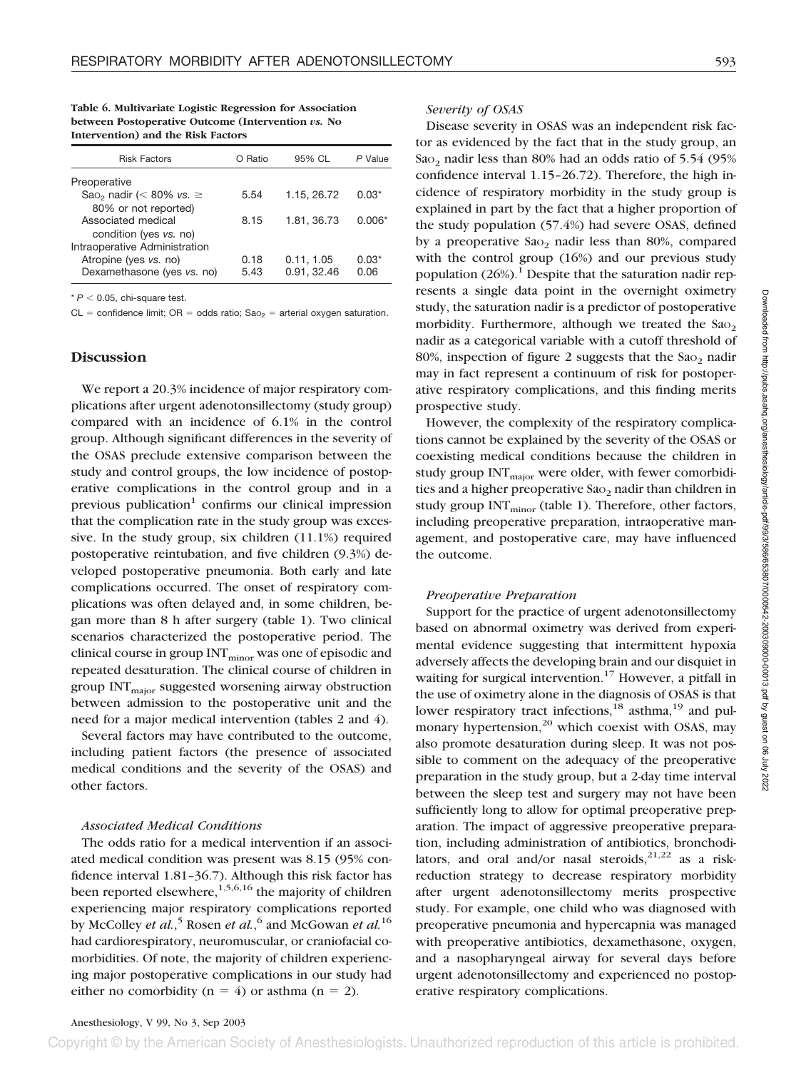**Table 6. Multivariate Logistic Regression for Association between Postoperative Outcome (Intervention *vs.* No Intervention) and the Risk Factors**

| Risk Factors | O Ratio | 95% CL | P Value |
|---|---|---|---|
| Preoperative | | | |
| $Sa_{O_2}$ nadir (< 80% *vs.* ≥ 80% or not reported) | 5.54 | 1.15, 26.72 | 0.03* |
| Associated medical condition (yes *vs.* no) | 8.15 | 1.81, 36.73 | 0.006* |
| Intraoperative Administration | | | |
| Atropine (yes *vs.* no) | 0.18 | 0.11, 1.05 | 0.03* |
| Dexamethasone (yes *vs.* no) | 5.43 | 0.91, 32.46 | 0.06 |

* $P < 0.05$, chi-square test.

CL = confidence limit; OR = odds ratio; $Sa_{O_2}$ = arterial oxygen saturation.

## Discussion

We report a 20.3% incidence of major respiratory complications after urgent adenotonsillectomy (study group) compared with an incidence of 6.1% in the control group. Although significant differences in the severity of the OSAS preclude extensive comparison between the study and control groups, the low incidence of postoperative complications in the control group and in a previous publication[1] confirms our clinical impression that the complication rate in the study group was excessive. In the study group, six children (11.1%) required postoperative reintubation, and five children (9.3%) developed postoperative pneumonia. Both early and late complications occurred. The onset of respiratory complications was often delayed and, in some children, began more than 8 h after surgery (table 1). Two clinical scenarios characterized the postoperative period. The clinical course in group $INT_{minor}$ was one of episodic and repeated desaturation. The clinical course of children in group $INT_{major}$ suggested worsening airway obstruction between admission to the postoperative unit and the need for a major medical intervention (tables 2 and 4).

Several factors may have contributed to the outcome, including patient factors (the presence of associated medical conditions and the severity of the OSAS) and other factors.

### *Associated Medical Conditions*

The odds ratio for a medical intervention if an associated medical condition was present was 8.15 (95% confidence interval 1.81–36.7). Although this risk factor has been reported elsewhere,[1,5,6,16] the majority of children experiencing major respiratory complications reported by McColley *et al.*,[5] Rosen *et al.*,[6] and McGowan *et al.*[16] had cardiorespiratory, neuromuscular, or craniofacial comorbidities. Of note, the majority of children experiencing major postoperative complications in our study had either no comorbidity (n = 4) or asthma (n = 2).

### *Severity of OSAS*

Disease severity in OSAS was an independent risk factor as evidenced by the fact that in the study group, an $Sa_{O_2}$ nadir less than 80% had an odds ratio of 5.54 (95% confidence interval 1.15–26.72). Therefore, the high incidence of respiratory morbidity in the study group is explained in part by the fact that a higher proportion of the study population (57.4%) had severe OSAS, defined by a preoperative $Sa_{O_2}$ nadir less than 80%, compared with the control group (16%) and our previous study population (26%).[1] Despite that the saturation nadir represents a single data point in the overnight oximetry study, the saturation nadir is a predictor of postoperative morbidity. Furthermore, although we treated the $Sa_{O_2}$ nadir as a categorical variable with a cutoff threshold of 80%, inspection of figure 2 suggests that the $Sa_{O_2}$ nadir may in fact represent a continuum of risk for postoperative respiratory complications, and this finding merits prospective study.

However, the complexity of the respiratory complications cannot be explained by the severity of the OSAS or coexisting medical conditions because the children in study group $INT_{major}$ were older, with fewer comorbidities and a higher preoperative $Sa_{O_2}$ nadir than children in study group $INT_{minor}$ (table 1). Therefore, other factors, including preoperative preparation, intraoperative management, and postoperative care, may have influenced the outcome.

### *Preoperative Preparation*

Support for the practice of urgent adenotonsillectomy based on abnormal oximetry was derived from experimental evidence suggesting that intermittent hypoxia adversely affects the developing brain and our disquiet in waiting for surgical intervention.[17] However, a pitfall in the use of oximetry alone in the diagnosis of OSAS is that lower respiratory tract infections,[18] asthma,[19] and pulmonary hypertension,[20] which coexist with OSAS, may also promote desaturation during sleep. It was not possible to comment on the adequacy of the preoperative preparation in the study group, but a 2-day time interval between the sleep test and surgery may not have been sufficiently long to allow for optimal preoperative preparation. The impact of aggressive preoperative preparation, including administration of antibiotics, bronchodilators, and oral and/or nasal steroids,[21,22] as a risk-reduction strategy to decrease respiratory morbidity after urgent adenotonsillectomy merits prospective study. For example, one child who was diagnosed with preoperative pneumonia and hypercapnia was managed with preoperative antibiotics, dexamethasone, oxygen, and a nasopharyngeal airway for several days before urgent adenotonsillectomy and experienced no postoperative respiratory complications.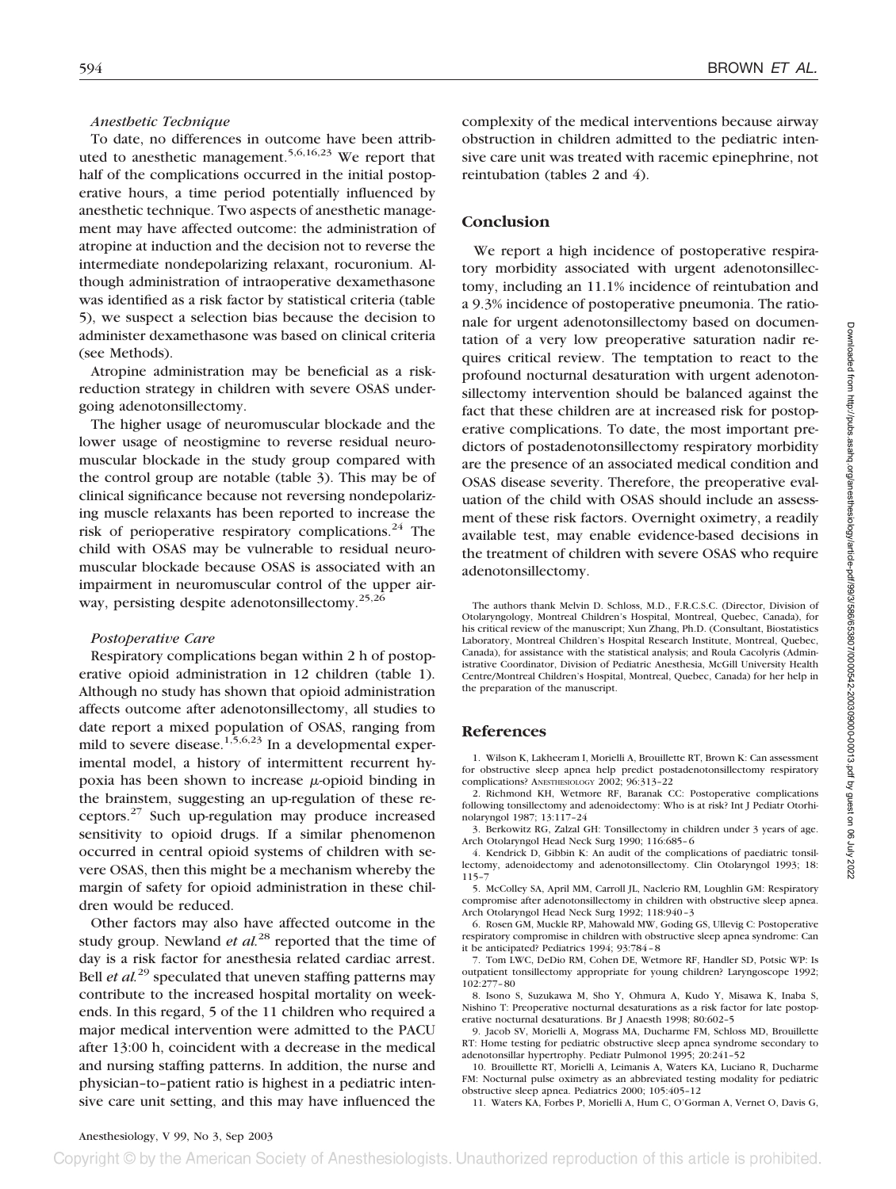*Anesthetic Technique*

To date, no differences in outcome have been attributed to anesthetic management.[5,6,16,23] We report that half of the complications occurred in the initial postoperative hours, a time period potentially influenced by anesthetic technique. Two aspects of anesthetic management may have affected outcome: the administration of atropine at induction and the decision not to reverse the intermediate nondepolarizing relaxant, rocuronium. Although administration of intraoperative dexamethasone was identified as a risk factor by statistical criteria (table 5), we suspect a selection bias because the decision to administer dexamethasone was based on clinical criteria (see Methods).

Atropine administration may be beneficial as a risk-reduction strategy in children with severe OSAS undergoing adenotonsillectomy.

The higher usage of neuromuscular blockade and the lower usage of neostigmine to reverse residual neuromuscular blockade in the study group compared with the control group are notable (table 3). This may be of clinical significance because not reversing nondepolarizing muscle relaxants has been reported to increase the risk of perioperative respiratory complications.[24] The child with OSAS may be vulnerable to residual neuromuscular blockade because OSAS is associated with an impairment in neuromuscular control of the upper airway, persisting despite adenotonsillectomy.[25,26]

*Postoperative Care*

Respiratory complications began within 2 h of postoperative opioid administration in 12 children (table 1). Although no study has shown that opioid administration affects outcome after adenotonsillectomy, all studies to date report a mixed population of OSAS, ranging from mild to severe disease.[1,5,6,23] In a developmental experimental model, a history of intermittent recurrent hypoxia has been shown to increase $\mu$-opioid binding in the brainstem, suggesting an up-regulation of these receptors.[27] Such up-regulation may produce increased sensitivity to opioid drugs. If a similar phenomenon occurred in central opioid systems of children with severe OSAS, then this might be a mechanism whereby the margin of safety for opioid administration in these children would be reduced.

Other factors may also have affected outcome in the study group. Newland *et al.*[28] reported that the time of day is a risk factor for anesthesia related cardiac arrest. Bell *et al.*[29] speculated that uneven staffing patterns may contribute to the increased hospital mortality on weekends. In this regard, 5 of the 11 children who required a major medical intervention were admitted to the PACU after 13:00 h, coincident with a decrease in the medical and nursing staffing patterns. In addition, the nurse and physician–to–patient ratio is highest in a pediatric intensive care unit setting, and this may have influenced the complexity of the medical interventions because airway obstruction in children admitted to the pediatric intensive care unit was treated with racemic epinephrine, not reintubation (tables 2 and 4).

## Conclusion

We report a high incidence of postoperative respiratory morbidity associated with urgent adenotonsillectomy, including an 11.1% incidence of reintubation and a 9.3% incidence of postoperative pneumonia. The rationale for urgent adenotonsillectomy based on documentation of a very low preoperative saturation nadir requires critical review. The temptation to react to the profound nocturnal desaturation with urgent adenotonsillectomy intervention should be balanced against the fact that these children are at increased risk for postoperative complications. To date, the most important predictors of postadenotonsillectomy respiratory morbidity are the presence of an associated medical condition and OSAS disease severity. Therefore, the preoperative evaluation of the child with OSAS should include an assessment of these risk factors. Overnight oximetry, a readily available test, may enable evidence-based decisions in the treatment of children with severe OSAS who require adenotonsillectomy.

The authors thank Melvin D. Schloss, M.D., F.R.C.S.C. (Director, Division of Otolaryngology, Montreal Children's Hospital, Montreal, Quebec, Canada), for his critical review of the manuscript; Xun Zhang, Ph.D. (Consultant, Biostatistics Laboratory, Montreal Children's Hospital Research Institute, Montreal, Quebec, Canada), for assistance with the statistical analysis; and Roula Cacolyris (Administrative Coordinator, Division of Pediatric Anesthesia, McGill University Health Centre/Montreal Children's Hospital, Montreal, Quebec, Canada) for her help in the preparation of the manuscript.

## References

1. Wilson K, Lakheeram I, Morielli A, Brouillette RT, Brown K: Can assessment for obstructive sleep apnea help predict postadenotonsillectomy respiratory complications? ANESTHESIOLOGY 2002; 96:313–22
2. Richmond KH, Wetmore RF, Baranak CC: Postoperative complications following tonsillectomy and adenoidectomy: Who is at risk? Int J Pediatr Otorhinolaryngol 1987; 13:117–24
3. Berkowitz RG, Zalzal GH: Tonsillectomy in children under 3 years of age. Arch Otolaryngol Head Neck Surg 1990; 116:685–6
4. Kendrick D, Gibbin K: An audit of the complications of paediatric tonsillectomy, adenoidectomy and adenotonsillectomy. Clin Otolaryngol 1993; 18:115–7
5. McColley SA, April MM, Carroll JL, Naclerio RM, Loughlin GM: Respiratory compromise after adenotonsillectomy in children with obstructive sleep apnea. Arch Otolaryngol Head Neck Surg 1992; 118:940–3
6. Rosen GM, Muckle RP, Mahowald MW, Goding GS, Ullevig C: Postoperative respiratory compromise in children with obstructive sleep apnea syndrome: Can it be anticipated? Pediatrics 1994; 93:784–8
7. Tom LWC, DeDio RM, Cohen DE, Wetmore RF, Handler SD, Potsic WP: Is outpatient tonsillectomy appropriate for young children? Laryngoscope 1992; 102:277–80
8. Isono S, Suzukawa M, Sho Y, Ohmura A, Kudo Y, Misawa K, Inaba S, Nishino T: Preoperative nocturnal desaturations as a risk factor for late postoperative nocturnal desaturations. Br J Anaesth 1998; 80:602–5
9. Jacob SV, Morielli A, Mograss MA, Ducharme FM, Schloss MD, Brouillette RT: Home testing for pediatric obstructive sleep apnea syndrome secondary to adenotonsillar hypertrophy. Pediatr Pulmonol 1995; 20:241–52
10. Brouillette RT, Morielli A, Leimanis A, Waters KA, Luciano R, Ducharme FM: Nocturnal pulse oximetry as an abbreviated testing modality for pediatric obstructive sleep apnea. Pediatrics 2000; 105:405–12
11. Waters KA, Forbes P, Morielli A, Hum C, O'Gorman A, Vernet O, Davis G,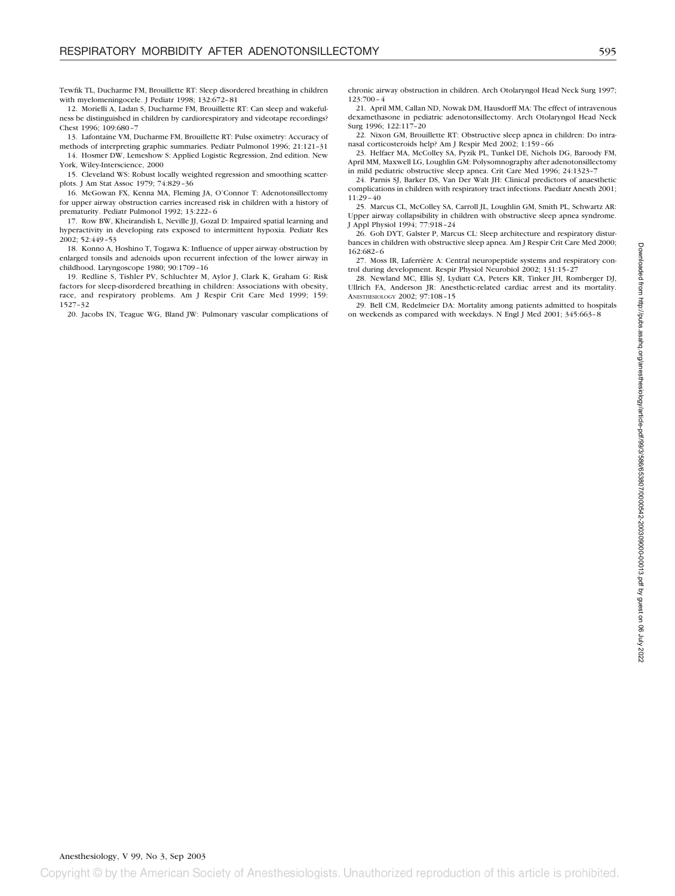Tewfik TL, Ducharme FM, Brouillette RT: Sleep disordered breathing in children with myelomeningocele. J Pediatr 1998; 132:672–81

12. Morielli A, Ladan S, Ducharme FM, Brouillette RT: Can sleep and wakefulness be distinguished in children by cardiorespiratory and videotape recordings? Chest 1996; 109:680–7

13. Lafontaine VM, Ducharme FM, Brouillette RT: Pulse oximetry: Accuracy of methods of interpreting graphic summaries. Pediatr Pulmonol 1996; 21:121–31

14. Hosmer DW, Lemeshow S: Applied Logistic Regression, 2nd edition. New York, Wiley-Interscience, 2000

15. Cleveland WS: Robust locally weighted regression and smoothing scatterplots. J Am Stat Assoc 1979; 74:829–36

16. McGowan FX, Kenna MA, Fleming JA, O'Connor T: Adenotonsillectomy for upper airway obstruction carries increased risk in children with a history of prematurity. Pediatr Pulmonol 1992; 13:222–6

17. Row BW, Kheirandish L, Neville JJ, Gozal D: Impaired spatial learning and hyperactivity in developing rats exposed to intermittent hypoxia. Pediatr Res 2002; 52:449–53

18. Konno A, Hoshino T, Togawa K: Influence of upper airway obstruction by enlarged tonsils and adenoids upon recurrent infection of the lower airway in childhood. Laryngoscope 1980; 90:1709–16

19. Redline S, Tishler PV, Schluchter M, Aylor J, Clark K, Graham G: Risk factors for sleep-disordered breathing in children: Associations with obesity, race, and respiratory problems. Am J Respir Crit Care Med 1999; 159:1527–32

20. Jacobs IN, Teague WG, Bland JW: Pulmonary vascular complications of chronic airway obstruction in children. Arch Otolaryngol Head Neck Surg 1997; 123:700–4

21. April MM, Callan ND, Nowak DM, Hausdorff MA: The effect of intravenous dexamethasone in pediatric adenotonsillectomy. Arch Otolaryngol Head Neck Surg 1996; 122:117–20

22. Nixon GM, Brouillette RT: Obstructive sleep apnea in children: Do intranasal corticosteroids help? Am J Respir Med 2002; 1:159–66

23. Helfaer MA, McColley SA, Pyzik PL, Tunkel DE, Nichols DG, Baroody FM, April MM, Maxwell LG, Loughlin GM: Polysomnography after adenotonsillectomy in mild pediatric obstructive sleep apnea. Crit Care Med 1996; 24:1323–7

24. Parnis SJ, Barker DS, Van Der Walt JH: Clinical predictors of anaesthetic complications in children with respiratory tract infections. Paediatr Anesth 2001; 11:29–40

25. Marcus CL, McColley SA, Carroll JL, Loughlin GM, Smith PL, Schwartz AR: Upper airway collapsibility in children with obstructive sleep apnea syndrome. J Appl Physiol 1994; 77:918–24

26. Goh DYT, Galster P, Marcus CL: Sleep architecture and respiratory disturbances in children with obstructive sleep apnea. Am J Respir Crit Care Med 2000; 162:682–6

27. Moss IR, Laferrière A: Central neuropeptide systems and respiratory control during development. Respir Physiol Neurobiol 2002; 131:15–27

28. Newland MC, Ellis SJ, Lydiatt CA, Peters KR, Tinker JH, Romberger DJ, Ullrich FA, Anderson JR: Anesthetic-related cardiac arrest and its mortality. ANESTHESIOLOGY 2002; 97:108–15

29. Bell CM, Redelmeier DA: Mortality among patients admitted to hospitals on weekends as compared with weekdays. N Engl J Med 2001; 345:663–8